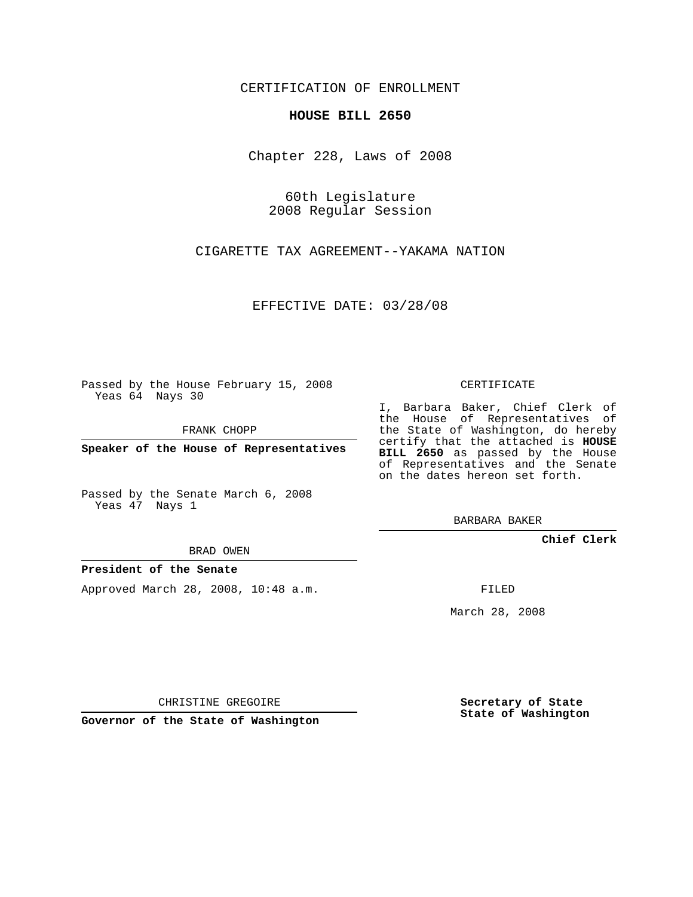CERTIFICATION OF ENROLLMENT

**HOUSE BILL 2650**

Chapter 228, Laws of 2008

60th Legislature
2008 Regular Session

CIGARETTE TAX AGREEMENT--YAKAMA NATION

EFFECTIVE DATE: 03/28/08

Passed by the House February 15, 2008
Yeas 64 Nays 30

FRANK CHOPP

**Speaker of the House of Representatives**

Passed by the Senate March 6, 2008
Yeas 47 Nays 1

BRAD OWEN

**President of the Senate**

Approved March 28, 2008, 10:48 a.m.

CHRISTINE GREGOIRE

**Governor of the State of Washington**

CERTIFICATE

I, Barbara Baker, Chief Clerk of the House of Representatives of the State of Washington, do hereby certify that the attached is **HOUSE BILL 2650** as passed by the House of Representatives and the Senate on the dates hereon set forth.

BARBARA BAKER

**Chief Clerk**

FILED

March 28, 2008

**Secretary of State**
**State of Washington**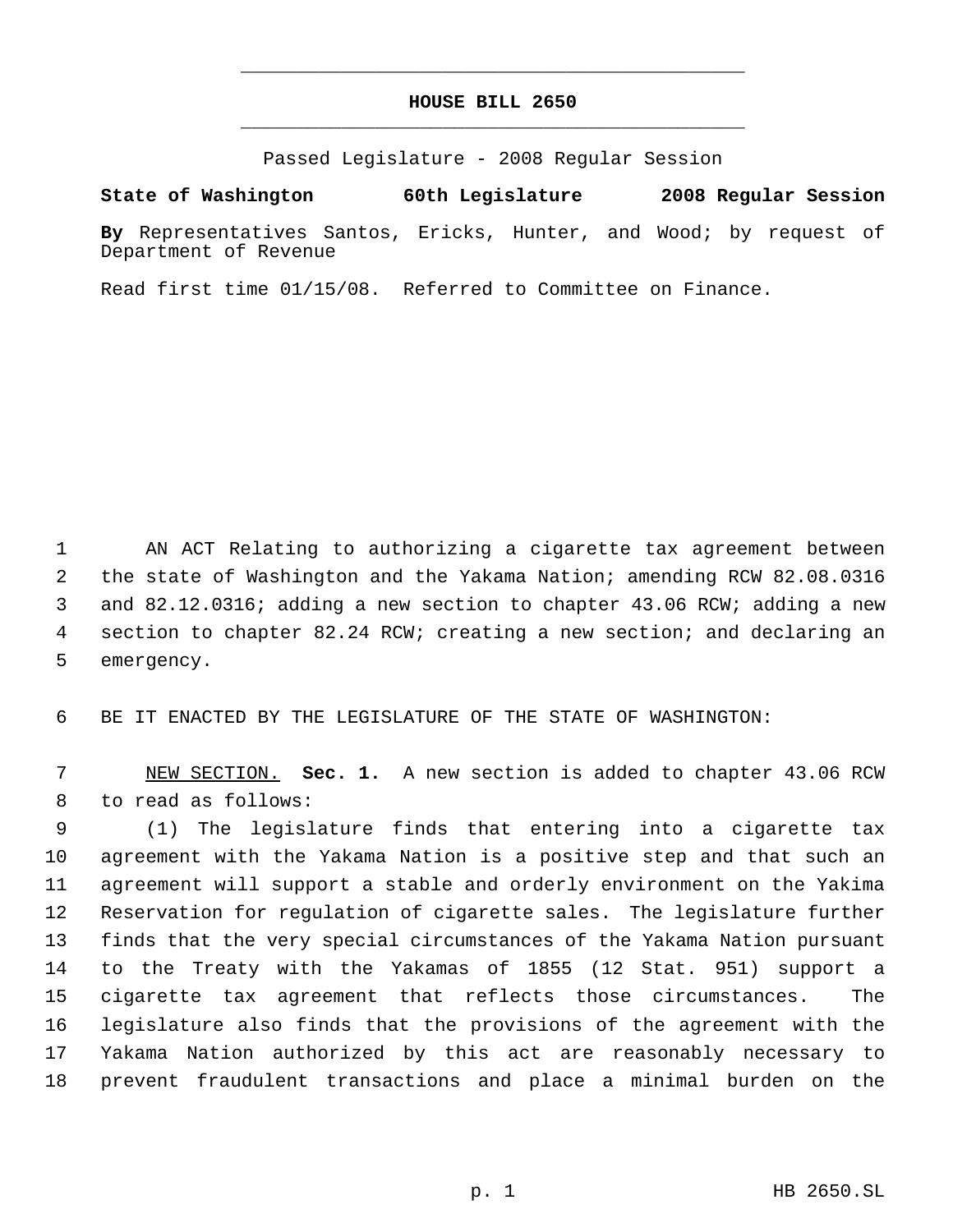# HOUSE BILL 2650

Passed Legislature - 2008 Regular Session

**State of Washington 60th Legislature 2008 Regular Session**

**By** Representatives Santos, Ericks, Hunter, and Wood; by request of Department of Revenue

Read first time 01/15/08. Referred to Committee on Finance.

AN ACT Relating to authorizing a cigarette tax agreement between the state of Washington and the Yakama Nation; amending RCW 82.08.0316 and 82.12.0316; adding a new section to chapter 43.06 RCW; adding a new section to chapter 82.24 RCW; creating a new section; and declaring an emergency.

BE IT ENACTED BY THE LEGISLATURE OF THE STATE OF WASHINGTON:

NEW SECTION. **Sec. 1.** A new section is added to chapter 43.06 RCW to read as follows:

(1) The legislature finds that entering into a cigarette tax agreement with the Yakama Nation is a positive step and that such an agreement will support a stable and orderly environment on the Yakima Reservation for regulation of cigarette sales. The legislature further finds that the very special circumstances of the Yakama Nation pursuant to the Treaty with the Yakamas of 1855 (12 Stat. 951) support a cigarette tax agreement that reflects those circumstances. The legislature also finds that the provisions of the agreement with the Yakama Nation authorized by this act are reasonably necessary to prevent fraudulent transactions and place a minimal burden on the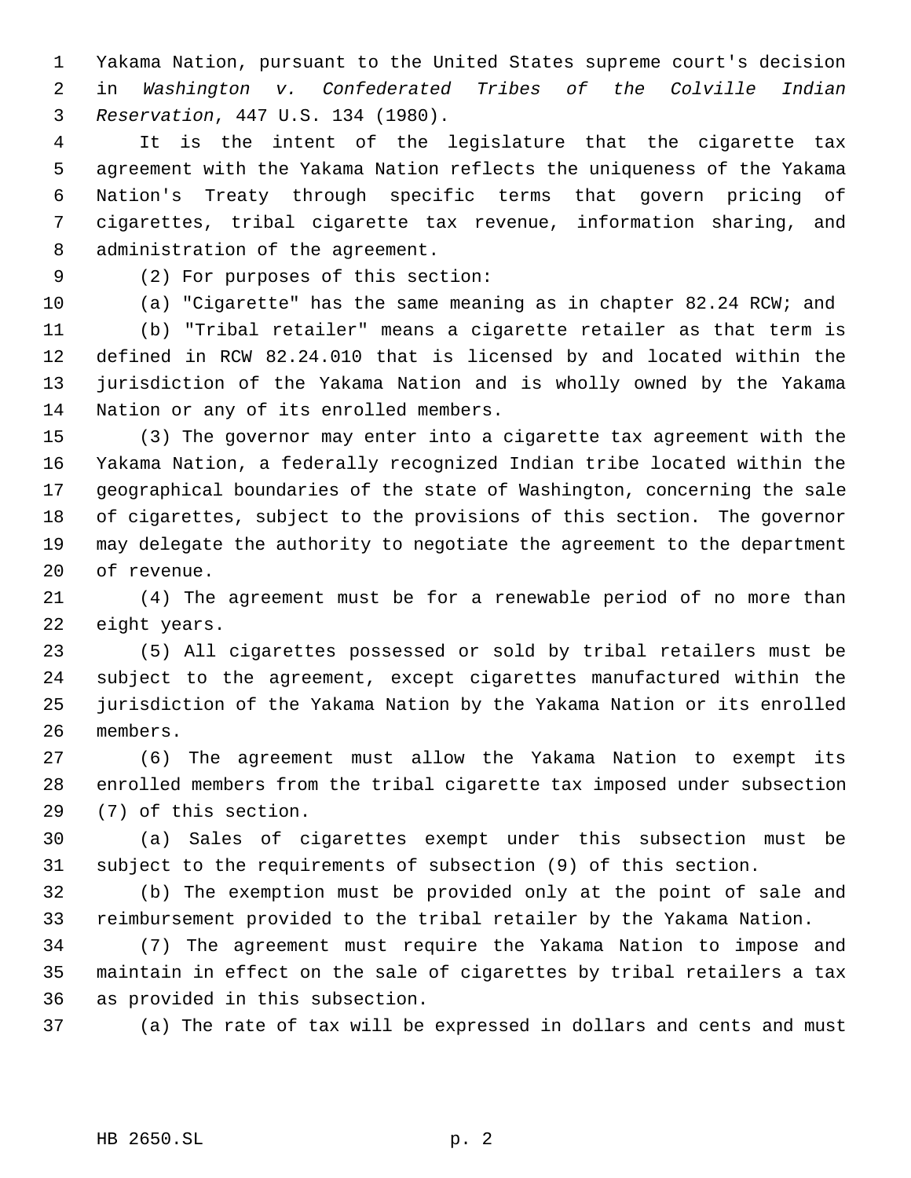Yakama Nation, pursuant to the United States supreme court's decision in *Washington v. Confederated Tribes of the Colville Indian Reservation*, 447 U.S. 134 (1980).

It is the intent of the legislature that the cigarette tax agreement with the Yakama Nation reflects the uniqueness of the Yakama Nation's Treaty through specific terms that govern pricing of cigarettes, tribal cigarette tax revenue, information sharing, and administration of the agreement.

(2) For purposes of this section:

(a) "Cigarette" has the same meaning as in chapter 82.24 RCW; and

(b) "Tribal retailer" means a cigarette retailer as that term is defined in RCW 82.24.010 that is licensed by and located within the jurisdiction of the Yakama Nation and is wholly owned by the Yakama Nation or any of its enrolled members.

(3) The governor may enter into a cigarette tax agreement with the Yakama Nation, a federally recognized Indian tribe located within the geographical boundaries of the state of Washington, concerning the sale of cigarettes, subject to the provisions of this section. The governor may delegate the authority to negotiate the agreement to the department of revenue.

(4) The agreement must be for a renewable period of no more than eight years.

(5) All cigarettes possessed or sold by tribal retailers must be subject to the agreement, except cigarettes manufactured within the jurisdiction of the Yakama Nation by the Yakama Nation or its enrolled members.

(6) The agreement must allow the Yakama Nation to exempt its enrolled members from the tribal cigarette tax imposed under subsection (7) of this section.

(a) Sales of cigarettes exempt under this subsection must be subject to the requirements of subsection (9) of this section.

(b) The exemption must be provided only at the point of sale and reimbursement provided to the tribal retailer by the Yakama Nation.

(7) The agreement must require the Yakama Nation to impose and maintain in effect on the sale of cigarettes by tribal retailers a tax as provided in this subsection.

(a) The rate of tax will be expressed in dollars and cents and must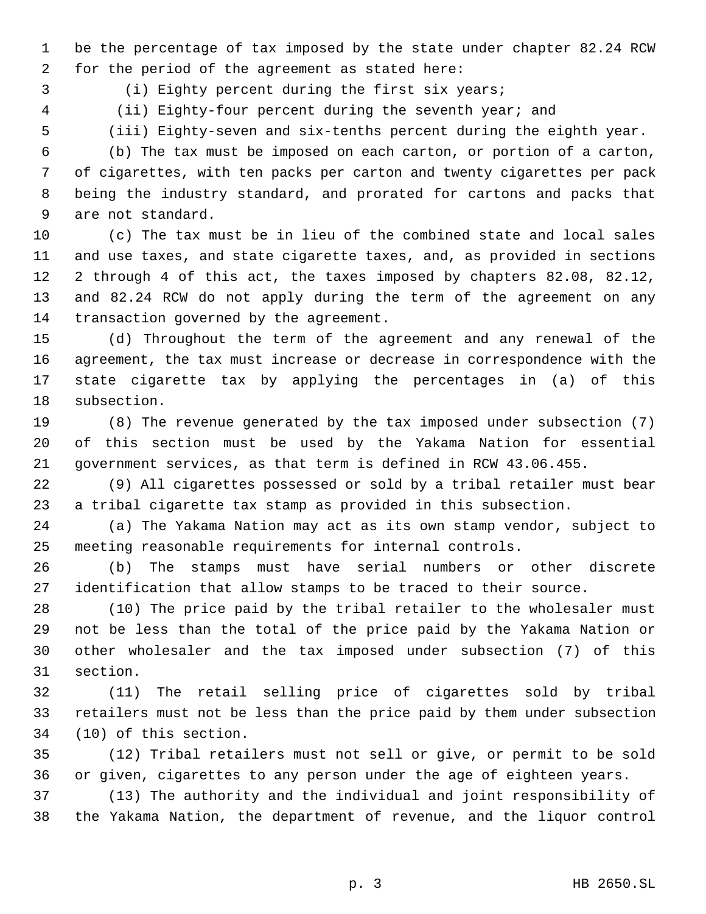be the percentage of tax imposed by the state under chapter 82.24 RCW for the period of the agreement as stated here:

(i) Eighty percent during the first six years;

(ii) Eighty-four percent during the seventh year; and

(iii) Eighty-seven and six-tenths percent during the eighth year.

(b) The tax must be imposed on each carton, or portion of a carton, of cigarettes, with ten packs per carton and twenty cigarettes per pack being the industry standard, and prorated for cartons and packs that are not standard.

(c) The tax must be in lieu of the combined state and local sales and use taxes, and state cigarette taxes, and, as provided in sections 2 through 4 of this act, the taxes imposed by chapters 82.08, 82.12, and 82.24 RCW do not apply during the term of the agreement on any transaction governed by the agreement.

(d) Throughout the term of the agreement and any renewal of the agreement, the tax must increase or decrease in correspondence with the state cigarette tax by applying the percentages in (a) of this subsection.

(8) The revenue generated by the tax imposed under subsection (7) of this section must be used by the Yakama Nation for essential government services, as that term is defined in RCW 43.06.455.

(9) All cigarettes possessed or sold by a tribal retailer must bear a tribal cigarette tax stamp as provided in this subsection.

(a) The Yakama Nation may act as its own stamp vendor, subject to meeting reasonable requirements for internal controls.

(b) The stamps must have serial numbers or other discrete identification that allow stamps to be traced to their source.

(10) The price paid by the tribal retailer to the wholesaler must not be less than the total of the price paid by the Yakama Nation or other wholesaler and the tax imposed under subsection (7) of this section.

(11) The retail selling price of cigarettes sold by tribal retailers must not be less than the price paid by them under subsection (10) of this section.

(12) Tribal retailers must not sell or give, or permit to be sold or given, cigarettes to any person under the age of eighteen years.

(13) The authority and the individual and joint responsibility of the Yakama Nation, the department of revenue, and the liquor control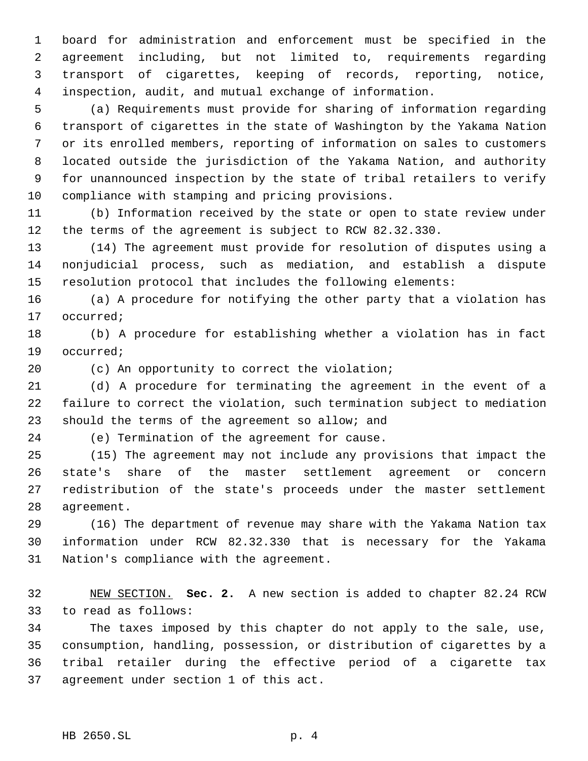board for administration and enforcement must be specified in the agreement including, but not limited to, requirements regarding transport of cigarettes, keeping of records, reporting, notice, inspection, audit, and mutual exchange of information.

(a) Requirements must provide for sharing of information regarding transport of cigarettes in the state of Washington by the Yakama Nation or its enrolled members, reporting of information on sales to customers located outside the jurisdiction of the Yakama Nation, and authority for unannounced inspection by the state of tribal retailers to verify compliance with stamping and pricing provisions.

(b) Information received by the state or open to state review under the terms of the agreement is subject to RCW 82.32.330.

(14) The agreement must provide for resolution of disputes using a nonjudicial process, such as mediation, and establish a dispute resolution protocol that includes the following elements:

(a) A procedure for notifying the other party that a violation has occurred;

(b) A procedure for establishing whether a violation has in fact occurred;

(c) An opportunity to correct the violation;

(d) A procedure for terminating the agreement in the event of a failure to correct the violation, such termination subject to mediation should the terms of the agreement so allow; and

(e) Termination of the agreement for cause.

(15) The agreement may not include any provisions that impact the state's share of the master settlement agreement or concern redistribution of the state's proceeds under the master settlement agreement.

(16) The department of revenue may share with the Yakama Nation tax information under RCW 82.32.330 that is necessary for the Yakama Nation's compliance with the agreement.

NEW SECTION. **Sec. 2.** A new section is added to chapter 82.24 RCW to read as follows:

The taxes imposed by this chapter do not apply to the sale, use, consumption, handling, possession, or distribution of cigarettes by a tribal retailer during the effective period of a cigarette tax agreement under section 1 of this act.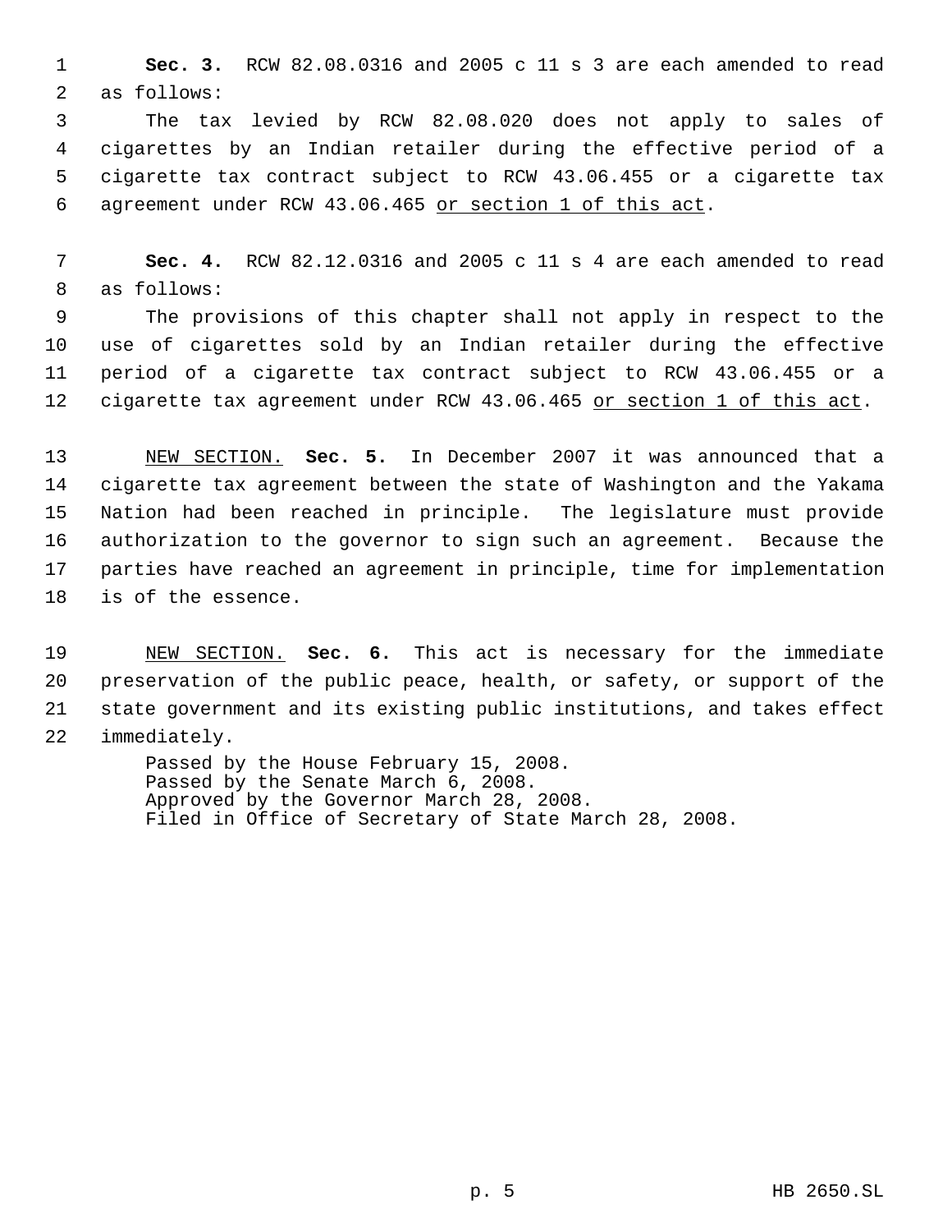**Sec. 3.** RCW 82.08.0316 and 2005 c 11 s 3 are each amended to read as follows:

The tax levied by RCW 82.08.020 does not apply to sales of cigarettes by an Indian retailer during the effective period of a cigarette tax contract subject to RCW 43.06.455 or a cigarette tax agreement under RCW 43.06.465 <u>or section 1 of this act</u>.

**Sec. 4.** RCW 82.12.0316 and 2005 c 11 s 4 are each amended to read as follows:

The provisions of this chapter shall not apply in respect to the use of cigarettes sold by an Indian retailer during the effective period of a cigarette tax contract subject to RCW 43.06.455 or a cigarette tax agreement under RCW 43.06.465 <u>or section 1 of this act</u>.

<u>NEW SECTION.</u> **Sec. 5.** In December 2007 it was announced that a cigarette tax agreement between the state of Washington and the Yakama Nation had been reached in principle. The legislature must provide authorization to the governor to sign such an agreement. Because the parties have reached an agreement in principle, time for implementation is of the essence.

<u>NEW SECTION.</u> **Sec. 6.** This act is necessary for the immediate preservation of the public peace, health, or safety, or support of the state government and its existing public institutions, and takes effect immediately.

Passed by the House February 15, 2008.
Passed by the Senate March 6, 2008.
Approved by the Governor March 28, 2008.
Filed in Office of Secretary of State March 28, 2008.